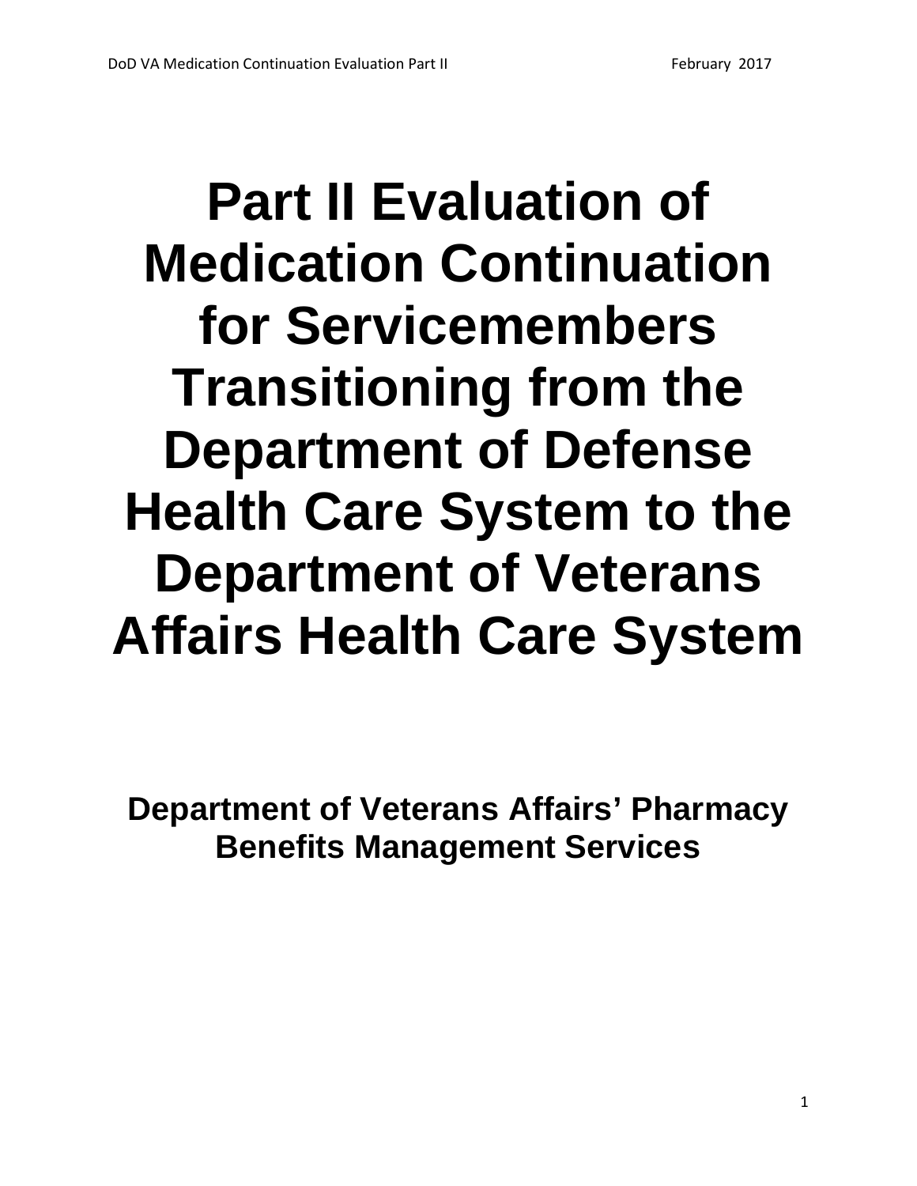# Part II Evaluation of Medication Continuation for Servicemembers Transitioning from the Department of Defense Health Care System to the Department of Veterans Affairs Health Care System

**Department of Veterans Affairs' Pharmacy Benefits Management Services**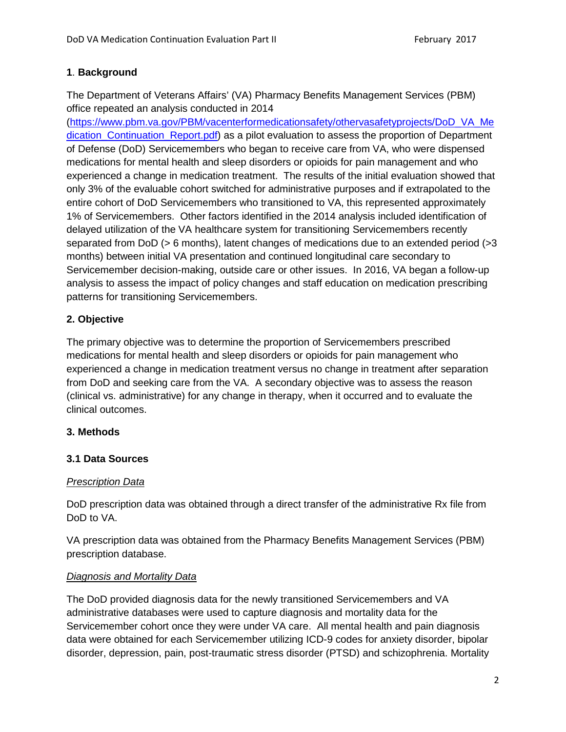## 1. Background

The Department of Veterans Affairs' (VA) Pharmacy Benefits Management Services (PBM) office repeated an analysis conducted in 2014 (https://www.pbm.va.gov/PBM/vacenterformedicationsafety/othervasafetyprojects/DoD_VA_Medication_Continuation_Report.pdf) as a pilot evaluation to assess the proportion of Department of Defense (DoD) Servicemembers who began to receive care from VA, who were dispensed medications for mental health and sleep disorders or opioids for pain management and who experienced a change in medication treatment. The results of the initial evaluation showed that only 3% of the evaluable cohort switched for administrative purposes and if extrapolated to the entire cohort of DoD Servicemembers who transitioned to VA, this represented approximately 1% of Servicemembers. Other factors identified in the 2014 analysis included identification of delayed utilization of the VA healthcare system for transitioning Servicemembers recently separated from DoD (> 6 months), latent changes of medications due to an extended period (>3 months) between initial VA presentation and continued longitudinal care secondary to Servicemember decision-making, outside care or other issues. In 2016, VA began a follow-up analysis to assess the impact of policy changes and staff education on medication prescribing patterns for transitioning Servicemembers.

## 2. Objective

The primary objective was to determine the proportion of Servicemembers prescribed medications for mental health and sleep disorders or opioids for pain management who experienced a change in medication treatment versus no change in treatment after separation from DoD and seeking care from the VA. A secondary objective was to assess the reason (clinical vs. administrative) for any change in therapy, when it occurred and to evaluate the clinical outcomes.

## 3. Methods

### 3.1 Data Sources

*Prescription Data*

DoD prescription data was obtained through a direct transfer of the administrative Rx file from DoD to VA.

VA prescription data was obtained from the Pharmacy Benefits Management Services (PBM) prescription database.

*Diagnosis and Mortality Data*

The DoD provided diagnosis data for the newly transitioned Servicemembers and VA administrative databases were used to capture diagnosis and mortality data for the Servicemember cohort once they were under VA care. All mental health and pain diagnosis data were obtained for each Servicemember utilizing ICD-9 codes for anxiety disorder, bipolar disorder, depression, pain, post-traumatic stress disorder (PTSD) and schizophrenia. Mortality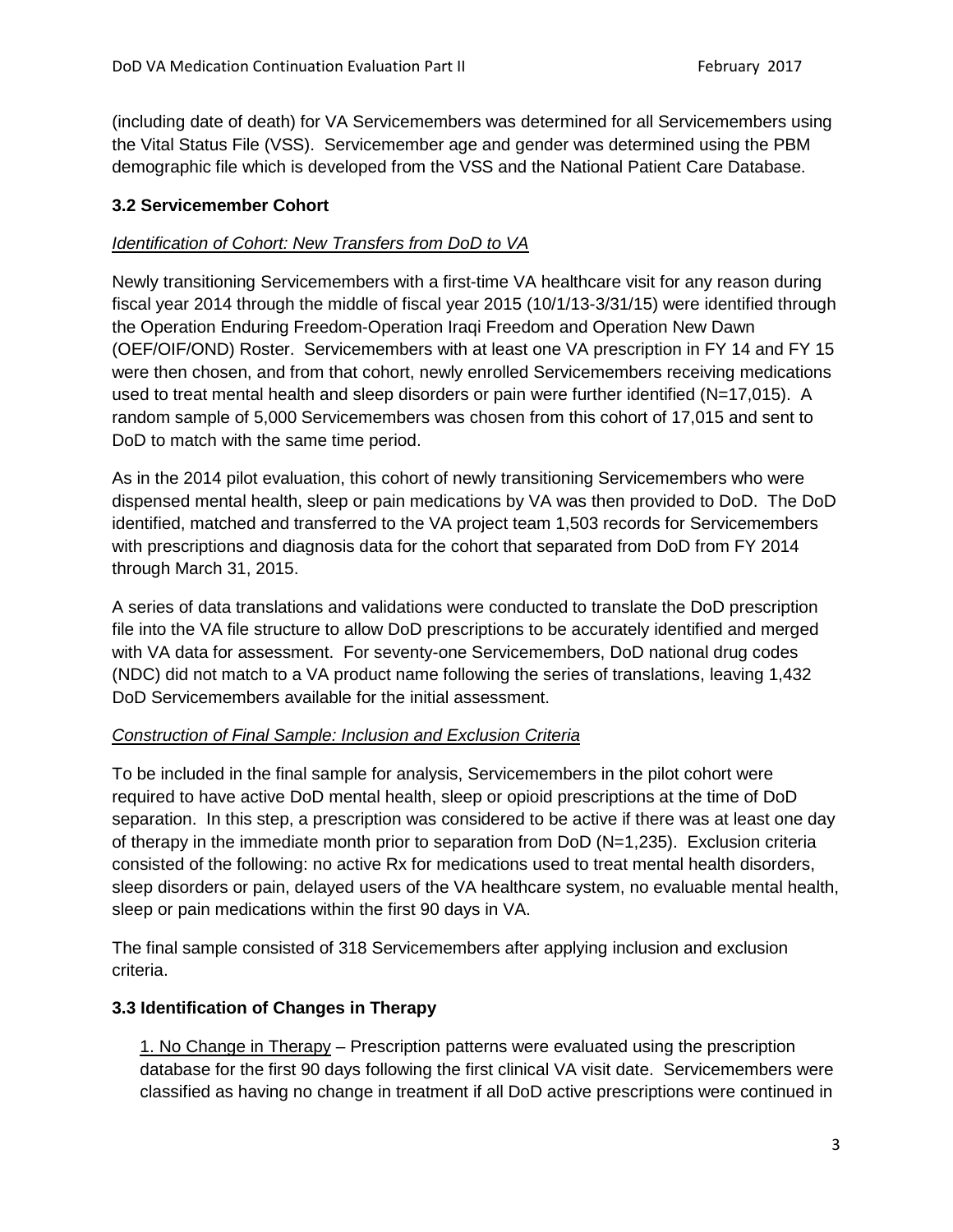(including date of death) for VA Servicemembers was determined for all Servicemembers using the Vital Status File (VSS). Servicemember age and gender was determined using the PBM demographic file which is developed from the VSS and the National Patient Care Database.

### 3.2 Servicemember Cohort

*Identification of Cohort: New Transfers from DoD to VA*

Newly transitioning Servicemembers with a first-time VA healthcare visit for any reason during fiscal year 2014 through the middle of fiscal year 2015 (10/1/13-3/31/15) were identified through the Operation Enduring Freedom-Operation Iraqi Freedom and Operation New Dawn (OEF/OIF/OND) Roster. Servicemembers with at least one VA prescription in FY 14 and FY 15 were then chosen, and from that cohort, newly enrolled Servicemembers receiving medications used to treat mental health and sleep disorders or pain were further identified (N=17,015). A random sample of 5,000 Servicemembers was chosen from this cohort of 17,015 and sent to DoD to match with the same time period.

As in the 2014 pilot evaluation, this cohort of newly transitioning Servicemembers who were dispensed mental health, sleep or pain medications by VA was then provided to DoD. The DoD identified, matched and transferred to the VA project team 1,503 records for Servicemembers with prescriptions and diagnosis data for the cohort that separated from DoD from FY 2014 through March 31, 2015.

A series of data translations and validations were conducted to translate the DoD prescription file into the VA file structure to allow DoD prescriptions to be accurately identified and merged with VA data for assessment. For seventy-one Servicemembers, DoD national drug codes (NDC) did not match to a VA product name following the series of translations, leaving 1,432 DoD Servicemembers available for the initial assessment.

*Construction of Final Sample: Inclusion and Exclusion Criteria*

To be included in the final sample for analysis, Servicemembers in the pilot cohort were required to have active DoD mental health, sleep or opioid prescriptions at the time of DoD separation. In this step, a prescription was considered to be active if there was at least one day of therapy in the immediate month prior to separation from DoD (N=1,235). Exclusion criteria consisted of the following: no active Rx for medications used to treat mental health disorders, sleep disorders or pain, delayed users of the VA healthcare system, no evaluable mental health, sleep or pain medications within the first 90 days in VA.

The final sample consisted of 318 Servicemembers after applying inclusion and exclusion criteria.

### 3.3 Identification of Changes in Therapy

1. No Change in Therapy – Prescription patterns were evaluated using the prescription database for the first 90 days following the first clinical VA visit date. Servicemembers were classified as having no change in treatment if all DoD active prescriptions were continued in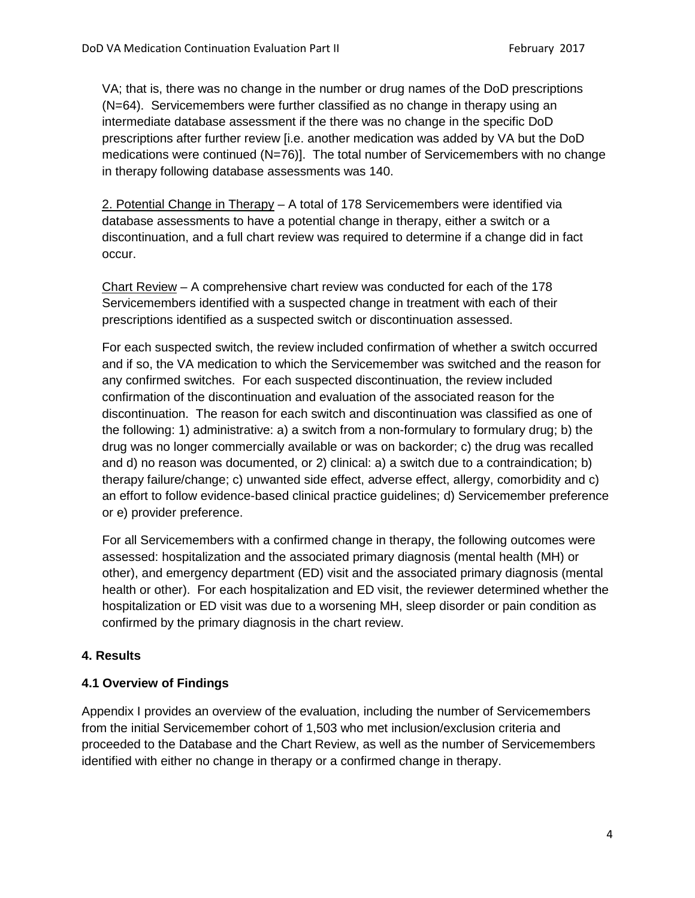VA; that is, there was no change in the number or drug names of the DoD prescriptions (N=64). Servicemembers were further classified as no change in therapy using an intermediate database assessment if the there was no change in the specific DoD prescriptions after further review [i.e. another medication was added by VA but the DoD medications were continued (N=76)]. The total number of Servicemembers with no change in therapy following database assessments was 140.

2. Potential Change in Therapy – A total of 178 Servicemembers were identified via database assessments to have a potential change in therapy, either a switch or a discontinuation, and a full chart review was required to determine if a change did in fact occur.

Chart Review – A comprehensive chart review was conducted for each of the 178 Servicemembers identified with a suspected change in treatment with each of their prescriptions identified as a suspected switch or discontinuation assessed.

For each suspected switch, the review included confirmation of whether a switch occurred and if so, the VA medication to which the Servicemember was switched and the reason for any confirmed switches. For each suspected discontinuation, the review included confirmation of the discontinuation and evaluation of the associated reason for the discontinuation. The reason for each switch and discontinuation was classified as one of the following: 1) administrative: a) a switch from a non-formulary to formulary drug; b) the drug was no longer commercially available or was on backorder; c) the drug was recalled and d) no reason was documented, or 2) clinical: a) a switch due to a contraindication; b) therapy failure/change; c) unwanted side effect, adverse effect, allergy, comorbidity and c) an effort to follow evidence-based clinical practice guidelines; d) Servicemember preference or e) provider preference.

For all Servicemembers with a confirmed change in therapy, the following outcomes were assessed: hospitalization and the associated primary diagnosis (mental health (MH) or other), and emergency department (ED) visit and the associated primary diagnosis (mental health or other). For each hospitalization and ED visit, the reviewer determined whether the hospitalization or ED visit was due to a worsening MH, sleep disorder or pain condition as confirmed by the primary diagnosis in the chart review.

## 4. Results

### 4.1 Overview of Findings

Appendix I provides an overview of the evaluation, including the number of Servicemembers from the initial Servicemember cohort of 1,503 who met inclusion/exclusion criteria and proceeded to the Database and the Chart Review, as well as the number of Servicemembers identified with either no change in therapy or a confirmed change in therapy.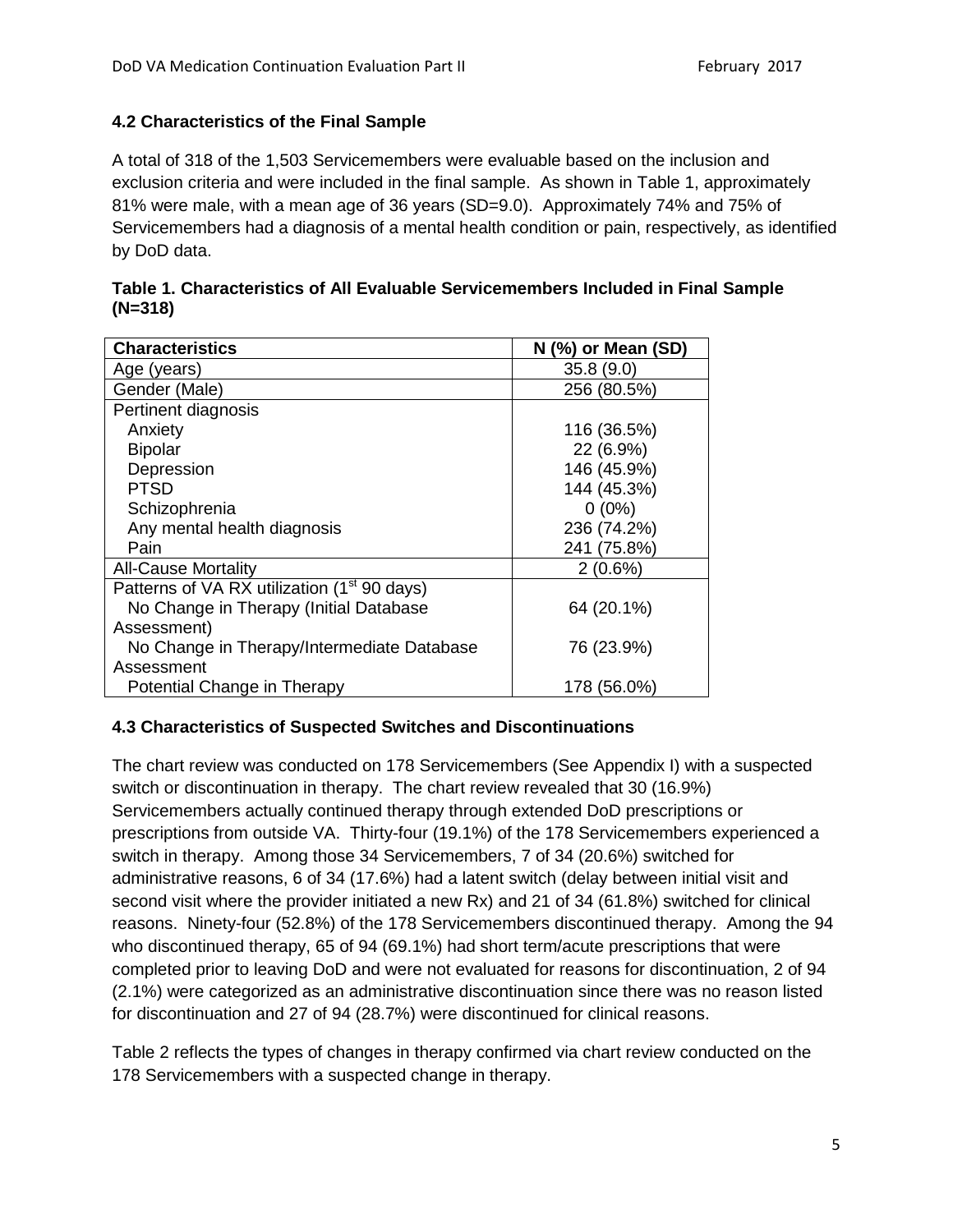### 4.2 Characteristics of the Final Sample

A total of 318 of the 1,503 Servicemembers were evaluable based on the inclusion and exclusion criteria and were included in the final sample. As shown in Table 1, approximately 81% were male, with a mean age of 36 years (SD=9.0). Approximately 74% and 75% of Servicemembers had a diagnosis of a mental health condition or pain, respectively, as identified by DoD data.

**Table 1. Characteristics of All Evaluable Servicemembers Included in Final Sample (N=318)**

| Characteristics | N (%) or Mean (SD) |
|---|---|
| Age (years) | 35.8 (9.0) |
| Gender (Male) | 256 (80.5%) |
| Pertinent diagnosis | |
| Anxiety | 116 (36.5%) |
| Bipolar | 22 (6.9%) |
| Depression | 146 (45.9%) |
| PTSD | 144 (45.3%) |
| Schizophrenia | 0 (0%) |
| Any mental health diagnosis | 236 (74.2%) |
| Pain | 241 (75.8%) |
| All-Cause Mortality | 2 (0.6%) |
| Patterns of VA RX utilization (1st 90 days) | |
| No Change in Therapy (Initial Database Assessment) | 64 (20.1%) |
| No Change in Therapy/Intermediate Database Assessment | 76 (23.9%) |
| Potential Change in Therapy | 178 (56.0%) |

### 4.3 Characteristics of Suspected Switches and Discontinuations

The chart review was conducted on 178 Servicemembers (See Appendix I) with a suspected switch or discontinuation in therapy. The chart review revealed that 30 (16.9%) Servicemembers actually continued therapy through extended DoD prescriptions or prescriptions from outside VA. Thirty-four (19.1%) of the 178 Servicemembers experienced a switch in therapy. Among those 34 Servicemembers, 7 of 34 (20.6%) switched for administrative reasons, 6 of 34 (17.6%) had a latent switch (delay between initial visit and second visit where the provider initiated a new Rx) and 21 of 34 (61.8%) switched for clinical reasons. Ninety-four (52.8%) of the 178 Servicemembers discontinued therapy. Among the 94 who discontinued therapy, 65 of 94 (69.1%) had short term/acute prescriptions that were completed prior to leaving DoD and were not evaluated for reasons for discontinuation, 2 of 94 (2.1%) were categorized as an administrative discontinuation since there was no reason listed for discontinuation and 27 of 94 (28.7%) were discontinued for clinical reasons.

Table 2 reflects the types of changes in therapy confirmed via chart review conducted on the 178 Servicemembers with a suspected change in therapy.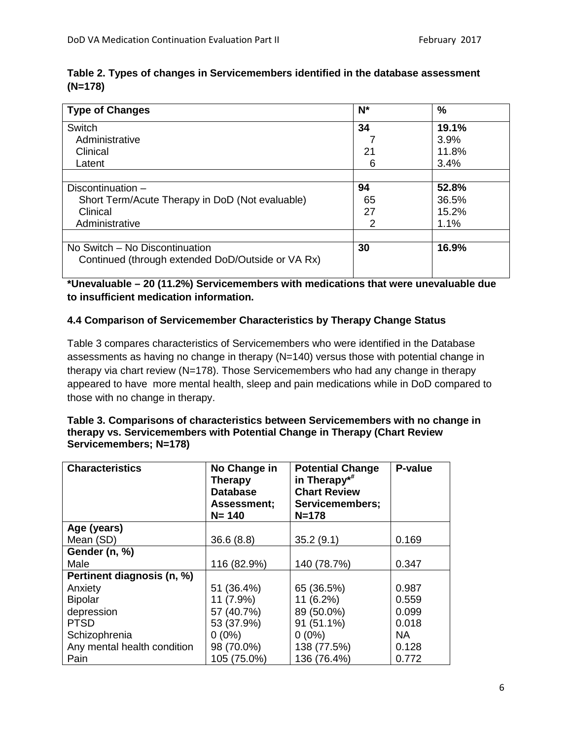**Table 2. Types of changes in Servicemembers identified in the database assessment (N=178)**

| Type of Changes | N* | % |
|---|---|---|
| Switch | **34** | **19.1%** |
| Administrative | 7 | 3.9% |
| Clinical | 21 | 11.8% |
| Latent | 6 | 3.4% |
| | | |
| Discontinuation – | **94** | **52.8%** |
| Short Term/Acute Therapy in DoD (Not evaluable) | 65 | 36.5% |
| Clinical | 27 | 15.2% |
| Administrative | 2 | 1.1% |
| | | |
| No Switch – No Discontinuation | **30** | **16.9%** |
| Continued (through extended DoD/Outside or VA Rx) | | |

**\*Unevaluable – 20 (11.2%) Servicemembers with medications that were unevaluable due to insufficient medication information.**

### 4.4 Comparison of Servicemember Characteristics by Therapy Change Status

Table 3 compares characteristics of Servicemembers who were identified in the Database assessments as having no change in therapy (N=140) versus those with potential change in therapy via chart review (N=178). Those Servicemembers who had any change in therapy appeared to have more mental health, sleep and pain medications while in DoD compared to those with no change in therapy.

**Table 3. Comparisons of characteristics between Servicemembers with no change in therapy vs. Servicemembers with Potential Change in Therapy (Chart Review Servicemembers; N=178)**

| Characteristics | No Change in Therapy Database Assessment; N= 140 | Potential Change in Therapy*[#] Chart Review Servicemembers; N=178 | P-value |
|---|---|---|---|
| **Age (years)** | | | |
| Mean (SD) | 36.6 (8.8) | 35.2 (9.1) | 0.169 |
| **Gender (n, %)** | | | |
| Male | 116 (82.9%) | 140 (78.7%) | 0.347 |
| **Pertinent diagnosis (n, %)** | | | |
| Anxiety | 51 (36.4%) | 65 (36.5%) | 0.987 |
| Bipolar | 11 (7.9%) | 11 (6.2%) | 0.559 |
| depression | 57 (40.7%) | 89 (50.0%) | 0.099 |
| PTSD | 53 (37.9%) | 91 (51.1%) | 0.018 |
| Schizophrenia | 0 (0%) | 0 (0%) | NA |
| Any mental health condition | 98 (70.0%) | 138 (77.5%) | 0.128 |
| Pain | 105 (75.0%) | 136 (76.4%) | 0.772 |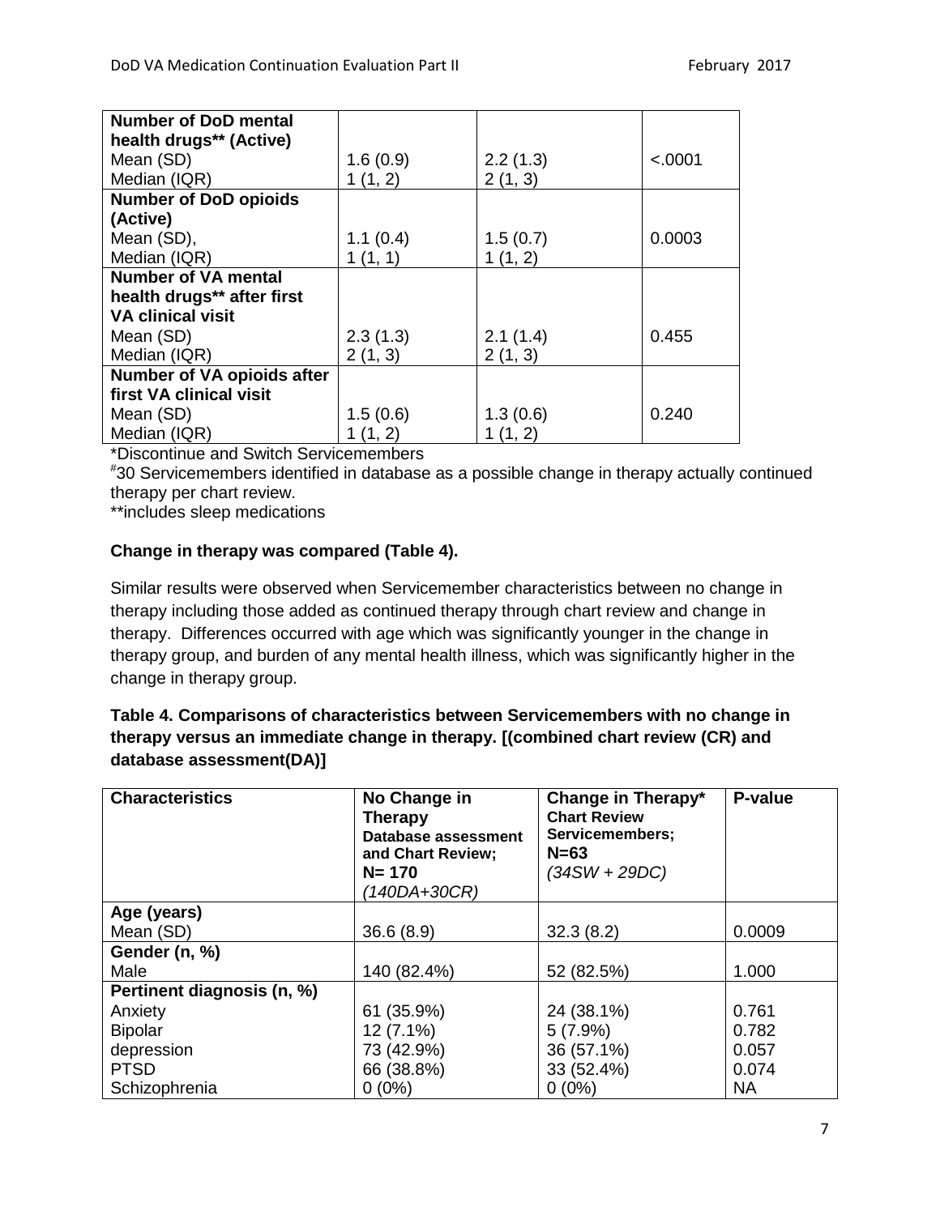| Number of DoD mental health drugs** (Active) | | | |
|---|---|---|---|
| Mean (SD) | 1.6 (0.9) | 2.2 (1.3) | <.0001 |
| Median (IQR) | 1 (1, 2) | 2 (1, 3) | |
| **Number of DoD opioids (Active)** | | | |
| Mean (SD), | 1.1 (0.4) | 1.5 (0.7) | 0.0003 |
| Median (IQR) | 1 (1, 1) | 1 (1, 2) | |
| **Number of VA mental health drugs** after first VA clinical visit** | | | |
| Mean (SD) | 2.3 (1.3) | 2.1 (1.4) | 0.455 |
| Median (IQR) | 2 (1, 3) | 2 (1, 3) | |
| **Number of VA opioids after first VA clinical visit** | | | |
| Mean (SD) | 1.5 (0.6) | 1.3 (0.6) | 0.240 |
| Median (IQR) | 1 (1, 2) | 1 (1, 2) | |

*Discontinue and Switch Servicemembers

#30 Servicemembers identified in database as a possible change in therapy actually continued therapy per chart review.

**includes sleep medications

**Change in therapy was compared (Table 4).**

Similar results were observed when Servicemember characteristics between no change in therapy including those added as continued therapy through chart review and change in therapy. Differences occurred with age which was significantly younger in the change in therapy group, and burden of any mental health illness, which was significantly higher in the change in therapy group.

**Table 4. Comparisons of characteristics between Servicemembers with no change in therapy versus an immediate change in therapy. [(combined chart review (CR) and database assessment(DA)]**

| Characteristics | No Change in Therapy Database assessment and Chart Review; N= 170 *(140DA+30CR)* | Change in Therapy* Chart Review Servicemembers; N=63 *(34SW + 29DC)* | P-value |
|---|---|---|---|
| **Age (years)** | | | |
| Mean (SD) | 36.6 (8.9) | 32.3 (8.2) | 0.0009 |
| **Gender (n, %)** | | | |
| Male | 140 (82.4%) | 52 (82.5%) | 1.000 |
| **Pertinent diagnosis (n, %)** | | | |
| Anxiety | 61 (35.9%) | 24 (38.1%) | 0.761 |
| Bipolar | 12 (7.1%) | 5 (7.9%) | 0.782 |
| depression | 73 (42.9%) | 36 (57.1%) | 0.057 |
| PTSD | 66 (38.8%) | 33 (52.4%) | 0.074 |
| Schizophrenia | 0 (0%) | 0 (0%) | NA |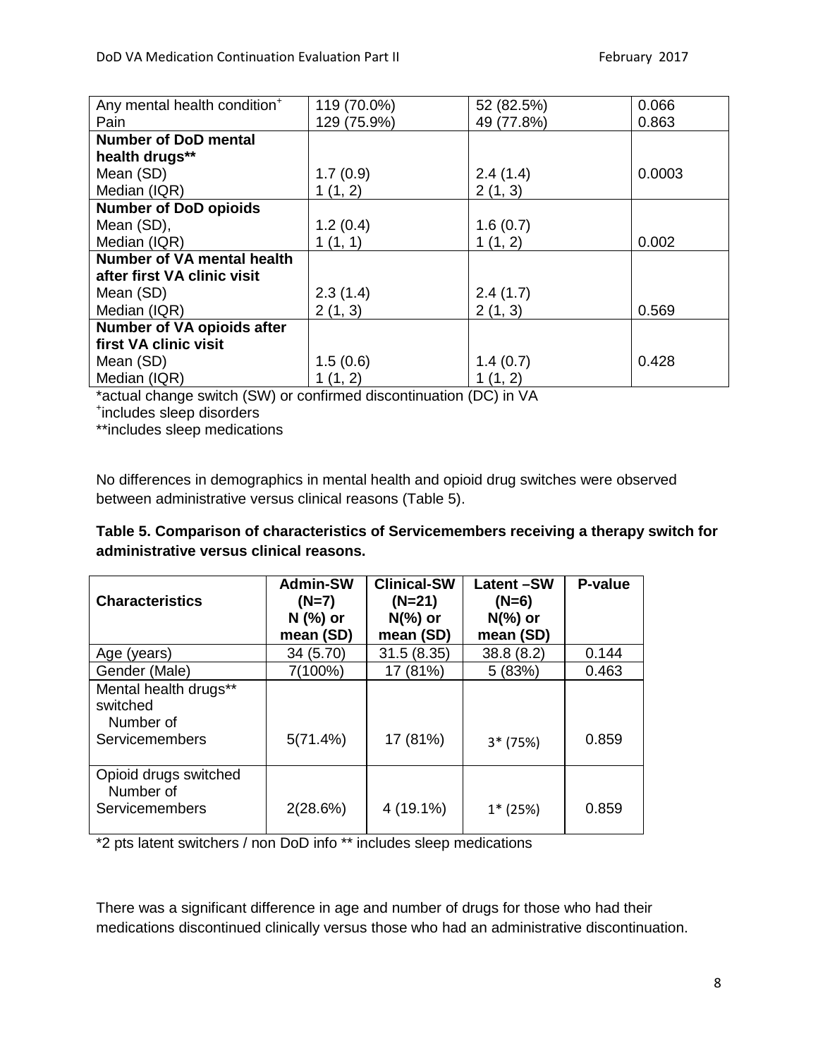| | | | |
|---|---|---|---|
| Any mental health condition[+] | 119 (70.0%) | 52 (82.5%) | 0.066 |
| Pain | 129 (75.9%) | 49 (77.8%) | 0.863 |
| **Number of DoD mental health drugs**** | | | |
| Mean (SD) | 1.7 (0.9) | 2.4 (1.4) | 0.0003 |
| Median (IQR) | 1 (1, 2) | 2 (1, 3) | |
| **Number of DoD opioids** | | | |
| Mean (SD), | 1.2 (0.4) | 1.6 (0.7) | |
| Median (IQR) | 1 (1, 1) | 1 (1, 2) | 0.002 |
| **Number of VA mental health after first VA clinic visit** | | | |
| Mean (SD) | 2.3 (1.4) | 2.4 (1.7) | |
| Median (IQR) | 2 (1, 3) | 2 (1, 3) | 0.569 |
| **Number of VA opioids after first VA clinic visit** | | | |
| Mean (SD) | 1.5 (0.6) | 1.4 (0.7) | 0.428 |
| Median (IQR) | 1 (1, 2) | 1 (1, 2) | |

*actual change switch (SW) or confirmed discontinuation (DC) in VA
[+]includes sleep disorders
**includes sleep medications

No differences in demographics in mental health and opioid drug switches were observed between administrative versus clinical reasons (Table 5).

**Table 5. Comparison of characteristics of Servicemembers receiving a therapy switch for administrative versus clinical reasons.**

| Characteristics | Admin-SW (N=7) N (%) or mean (SD) | Clinical-SW (N=21) N(%) or mean (SD) | Latent –SW (N=6) N(%) or mean (SD) | P-value |
|---|---|---|---|---|
| Age (years) | 34 (5.70) | 31.5 (8.35) | 38.8 (8.2) | 0.144 |
| Gender (Male) | 7(100%) | 17 (81%) | 5 (83%) | 0.463 |
| Mental health drugs** switched Number of Servicemembers | 5(71.4%) | 17 (81%) | 3* (75%) | 0.859 |
| Opioid drugs switched Number of Servicemembers | 2(28.6%) | 4 (19.1%) | 1* (25%) | 0.859 |

*2 pts latent switchers / non DoD info ** includes sleep medications

There was a significant difference in age and number of drugs for those who had their medications discontinued clinically versus those who had an administrative discontinuation.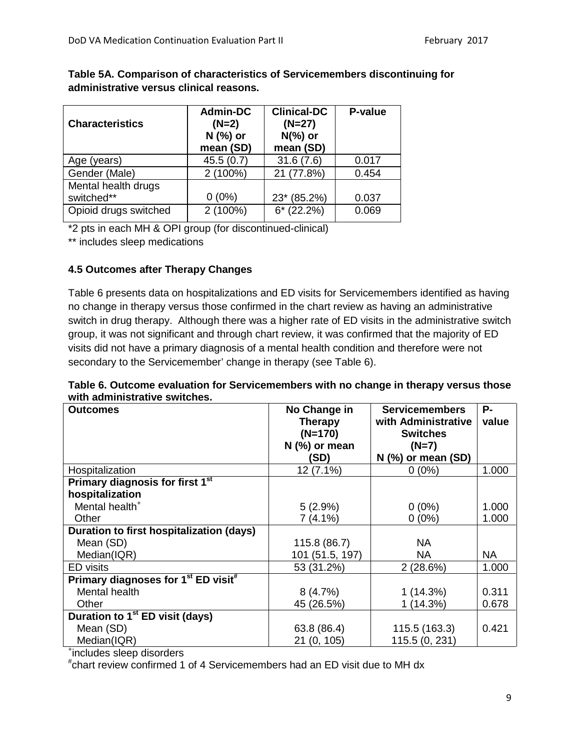**Table 5A. Comparison of characteristics of Servicemembers discontinuing for administrative versus clinical reasons.**

| Characteristics | Admin-DC (N=2) N (%) or mean (SD) | Clinical-DC (N=27) N(%) or mean (SD) | P-value |
|---|---|---|---|
| Age (years) | 45.5 (0.7) | 31.6 (7.6) | 0.017 |
| Gender (Male) | 2 (100%) | 21 (77.8%) | 0.454 |
| Mental health drugs switched** | 0 (0%) | 23* (85.2%) | 0.037 |
| Opioid drugs switched | 2 (100%) | 6* (22.2%) | 0.069 |

*2 pts in each MH & OPI group (for discontinued-clinical)

** includes sleep medications

### 4.5 Outcomes after Therapy Changes

Table 6 presents data on hospitalizations and ED visits for Servicemembers identified as having no change in therapy versus those confirmed in the chart review as having an administrative switch in drug therapy. Although there was a higher rate of ED visits in the administrative switch group, it was not significant and through chart review, it was confirmed that the majority of ED visits did not have a primary diagnosis of a mental health condition and therefore were not secondary to the Servicemember' change in therapy (see Table 6).

**Table 6. Outcome evaluation for Servicemembers with no change in therapy versus those with administrative switches.**

| Outcomes | No Change in Therapy (N=170) N (%) or mean (SD) | Servicemembers with Administrative Switches (N=7) N (%) or mean (SD) | P-value |
|---|---|---|---|
| Hospitalization | 12 (7.1%) | 0 (0%) | 1.000 |
| **Primary diagnosis for first 1st hospitalization** | | | |
| Mental health+ | 5 (2.9%) | 0 (0%) | 1.000 |
| Other | 7 (4.1%) | 0 (0%) | 1.000 |
| **Duration to first hospitalization (days)** | | | |
| Mean (SD) | 115.8 (86.7) | NA | |
| Median(IQR) | 101 (51.5, 197) | NA | NA |
| ED visits | 53 (31.2%) | 2 (28.6%) | 1.000 |
| **Primary diagnoses for 1st ED visit#** | | | |
| Mental health | 8 (4.7%) | 1 (14.3%) | 0.311 |
| Other | 45 (26.5%) | 1 (14.3%) | 0.678 |
| **Duration to 1st ED visit (days)** | | | |
| Mean (SD) | 63.8 (86.4) | 115.5 (163.3) | 0.421 |
| Median(IQR) | 21 (0, 105) | 115.5 (0, 231) | |

+includes sleep disorders

#chart review confirmed 1 of 4 Servicemembers had an ED visit due to MH dx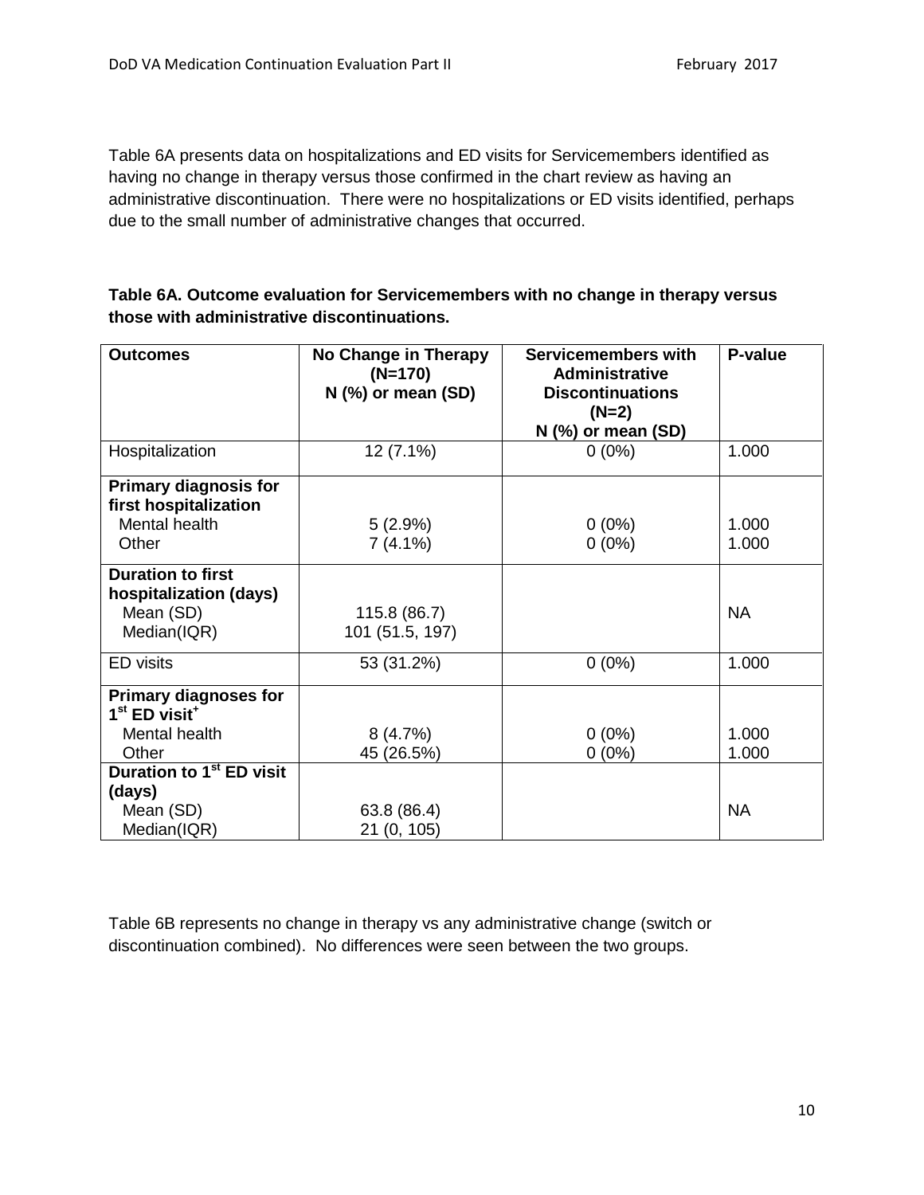Table 6A presents data on hospitalizations and ED visits for Servicemembers identified as having no change in therapy versus those confirmed in the chart review as having an administrative discontinuation. There were no hospitalizations or ED visits identified, perhaps due to the small number of administrative changes that occurred.

**Table 6A. Outcome evaluation for Servicemembers with no change in therapy versus those with administrative discontinuations.**

| Outcomes | No Change in Therapy (N=170) N (%) or mean (SD) | Servicemembers with Administrative Discontinuations (N=2) N (%) or mean (SD) | P-value |
|---|---|---|---|
| Hospitalization | 12 (7.1%) | 0 (0%) | 1.000 |
| **Primary diagnosis for first hospitalization** | | | |
| Mental health | 5 (2.9%) | 0 (0%) | 1.000 |
| Other | 7 (4.1%) | 0 (0%) | 1.000 |
| **Duration to first hospitalization (days)** | | | |
| Mean (SD) | 115.8 (86.7) | | NA |
| Median(IQR) | 101 (51.5, 197) | | |
| ED visits | 53 (31.2%) | 0 (0%) | 1.000 |
| **Primary diagnoses for 1st ED visit+** | | | |
| Mental health | 8 (4.7%) | 0 (0%) | 1.000 |
| Other | 45 (26.5%) | 0 (0%) | 1.000 |
| **Duration to 1st ED visit (days)** | | | |
| Mean (SD) | 63.8 (86.4) | | NA |
| Median(IQR) | 21 (0, 105) | | |

Table 6B represents no change in therapy vs any administrative change (switch or discontinuation combined). No differences were seen between the two groups.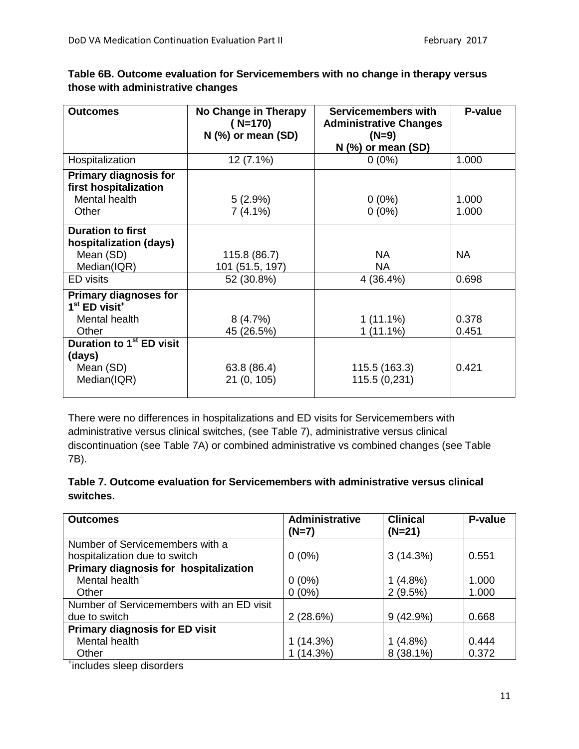**Table 6B. Outcome evaluation for Servicemembers with no change in therapy versus those with administrative changes**

| Outcomes | No Change in Therapy (N=170) N (%) or mean (SD) | Servicemembers with Administrative Changes (N=9) N (%) or mean (SD) | P-value |
|---|---|---|---|
| Hospitalization | 12 (7.1%) | 0 (0%) | 1.000 |
| **Primary diagnosis for first hospitalization** | | | |
| Mental health | 5 (2.9%) | 0 (0%) | 1.000 |
| Other | 7 (4.1%) | 0 (0%) | 1.000 |
| **Duration to first hospitalization (days)** | | | |
| Mean (SD) | 115.8 (86.7) | NA | NA |
| Median(IQR) | 101 (51.5, 197) | NA | |
| ED visits | 52 (30.8%) | 4 (36.4%) | 0.698 |
| **Primary diagnoses for 1st ED visit+** | | | |
| Mental health | 8 (4.7%) | 1 (11.1%) | 0.378 |
| Other | 45 (26.5%) | 1 (11.1%) | 0.451 |
| **Duration to 1st ED visit (days)** | | | |
| Mean (SD) | 63.8 (86.4) | 115.5 (163.3) | 0.421 |
| Median(IQR) | 21 (0, 105) | 115.5 (0,231) | |

There were no differences in hospitalizations and ED visits for Servicemembers with administrative versus clinical switches, (see Table 7), administrative versus clinical discontinuation (see Table 7A) or combined administrative vs combined changes (see Table 7B).

**Table 7. Outcome evaluation for Servicemembers with administrative versus clinical switches.**

| Outcomes | Administrative (N=7) | Clinical (N=21) | P-value |
|---|---|---|---|
| Number of Servicemembers with a hospitalization due to switch | 0 (0%) | 3 (14.3%) | 0.551 |
| **Primary diagnosis for hospitalization** | | | |
| Mental health+ | 0 (0%) | 1 (4.8%) | 1.000 |
| Other | 0 (0%) | 2 (9.5%) | 1.000 |
| Number of Servicemembers with an ED visit due to switch | 2 (28.6%) | 9 (42.9%) | 0.668 |
| **Primary diagnosis for ED visit** | | | |
| Mental health | 1 (14.3%) | 1 (4.8%) | 0.444 |
| Other | 1 (14.3%) | 8 (38.1%) | 0.372 |

+includes sleep disorders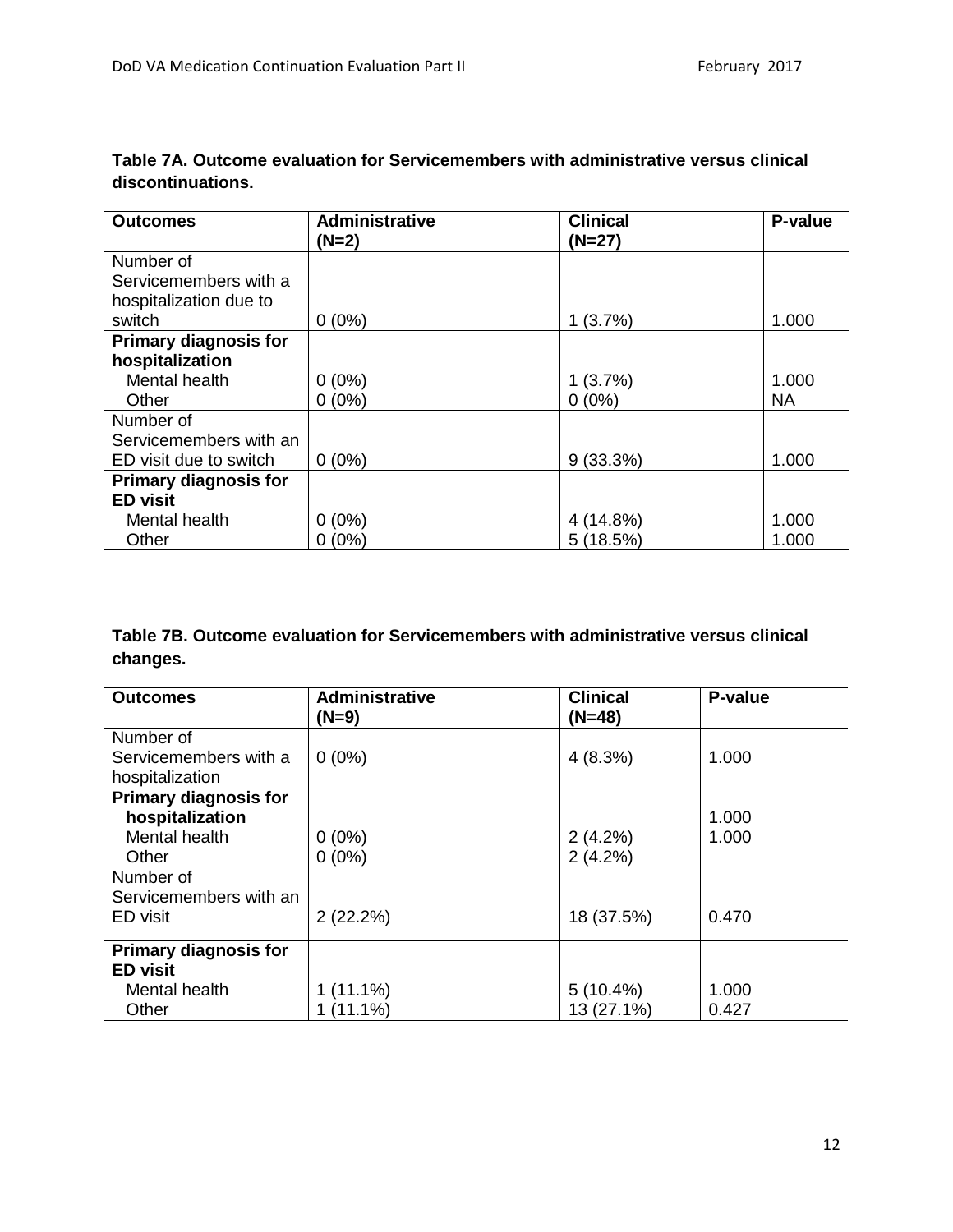**Table 7A. Outcome evaluation for Servicemembers with administrative versus clinical discontinuations.**

| Outcomes | Administrative (N=2) | Clinical (N=27) | P-value |
|---|---|---|---|
| Number of Servicemembers with a hospitalization due to switch | 0 (0%) | 1 (3.7%) | 1.000 |
| **Primary diagnosis for hospitalization** | | | |
| Mental health | 0 (0%) | 1 (3.7%) | 1.000 |
| Other | 0 (0%) | 0 (0%) | NA |
| Number of Servicemembers with an ED visit due to switch | 0 (0%) | 9 (33.3%) | 1.000 |
| **Primary diagnosis for ED visit** | | | |
| Mental health | 0 (0%) | 4 (14.8%) | 1.000 |
| Other | 0 (0%) | 5 (18.5%) | 1.000 |

**Table 7B. Outcome evaluation for Servicemembers with administrative versus clinical changes.**

| Outcomes | Administrative (N=9) | Clinical (N=48) | P-value |
|---|---|---|---|
| Number of Servicemembers with a hospitalization | 0 (0%) | 4 (8.3%) | 1.000 |
| **Primary diagnosis for hospitalization** | | | 1.000 |
| Mental health | 0 (0%) | 2 (4.2%) | 1.000 |
| Other | 0 (0%) | 2 (4.2%) | |
| Number of Servicemembers with an ED visit | 2 (22.2%) | 18 (37.5%) | 0.470 |
| **Primary diagnosis for ED visit** | | | |
| Mental health | 1 (11.1%) | 5 (10.4%) | 1.000 |
| Other | 1 (11.1%) | 13 (27.1%) | 0.427 |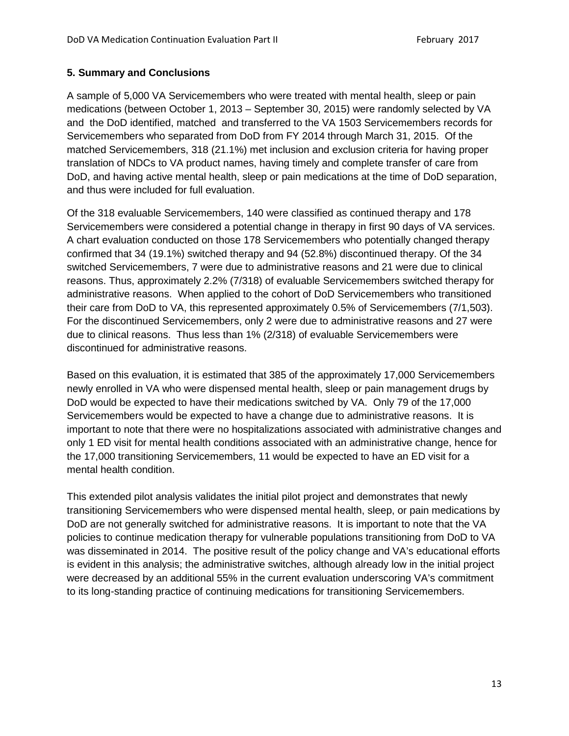## 5. Summary and Conclusions

A sample of 5,000 VA Servicemembers who were treated with mental health, sleep or pain medications (between October 1, 2013 – September 30, 2015) were randomly selected by VA and the DoD identified, matched and transferred to the VA 1503 Servicemembers records for Servicemembers who separated from DoD from FY 2014 through March 31, 2015. Of the matched Servicemembers, 318 (21.1%) met inclusion and exclusion criteria for having proper translation of NDCs to VA product names, having timely and complete transfer of care from DoD, and having active mental health, sleep or pain medications at the time of DoD separation, and thus were included for full evaluation.

Of the 318 evaluable Servicemembers, 140 were classified as continued therapy and 178 Servicemembers were considered a potential change in therapy in first 90 days of VA services. A chart evaluation conducted on those 178 Servicemembers who potentially changed therapy confirmed that 34 (19.1%) switched therapy and 94 (52.8%) discontinued therapy. Of the 34 switched Servicemembers, 7 were due to administrative reasons and 21 were due to clinical reasons. Thus, approximately 2.2% (7/318) of evaluable Servicemembers switched therapy for administrative reasons. When applied to the cohort of DoD Servicemembers who transitioned their care from DoD to VA, this represented approximately 0.5% of Servicemembers (7/1,503). For the discontinued Servicemembers, only 2 were due to administrative reasons and 27 were due to clinical reasons. Thus less than 1% (2/318) of evaluable Servicemembers were discontinued for administrative reasons.

Based on this evaluation, it is estimated that 385 of the approximately 17,000 Servicemembers newly enrolled in VA who were dispensed mental health, sleep or pain management drugs by DoD would be expected to have their medications switched by VA. Only 79 of the 17,000 Servicemembers would be expected to have a change due to administrative reasons. It is important to note that there were no hospitalizations associated with administrative changes and only 1 ED visit for mental health conditions associated with an administrative change, hence for the 17,000 transitioning Servicemembers, 11 would be expected to have an ED visit for a mental health condition.

This extended pilot analysis validates the initial pilot project and demonstrates that newly transitioning Servicemembers who were dispensed mental health, sleep, or pain medications by DoD are not generally switched for administrative reasons. It is important to note that the VA policies to continue medication therapy for vulnerable populations transitioning from DoD to VA was disseminated in 2014. The positive result of the policy change and VA's educational efforts is evident in this analysis; the administrative switches, although already low in the initial project were decreased by an additional 55% in the current evaluation underscoring VA's commitment to its long-standing practice of continuing medications for transitioning Servicemembers.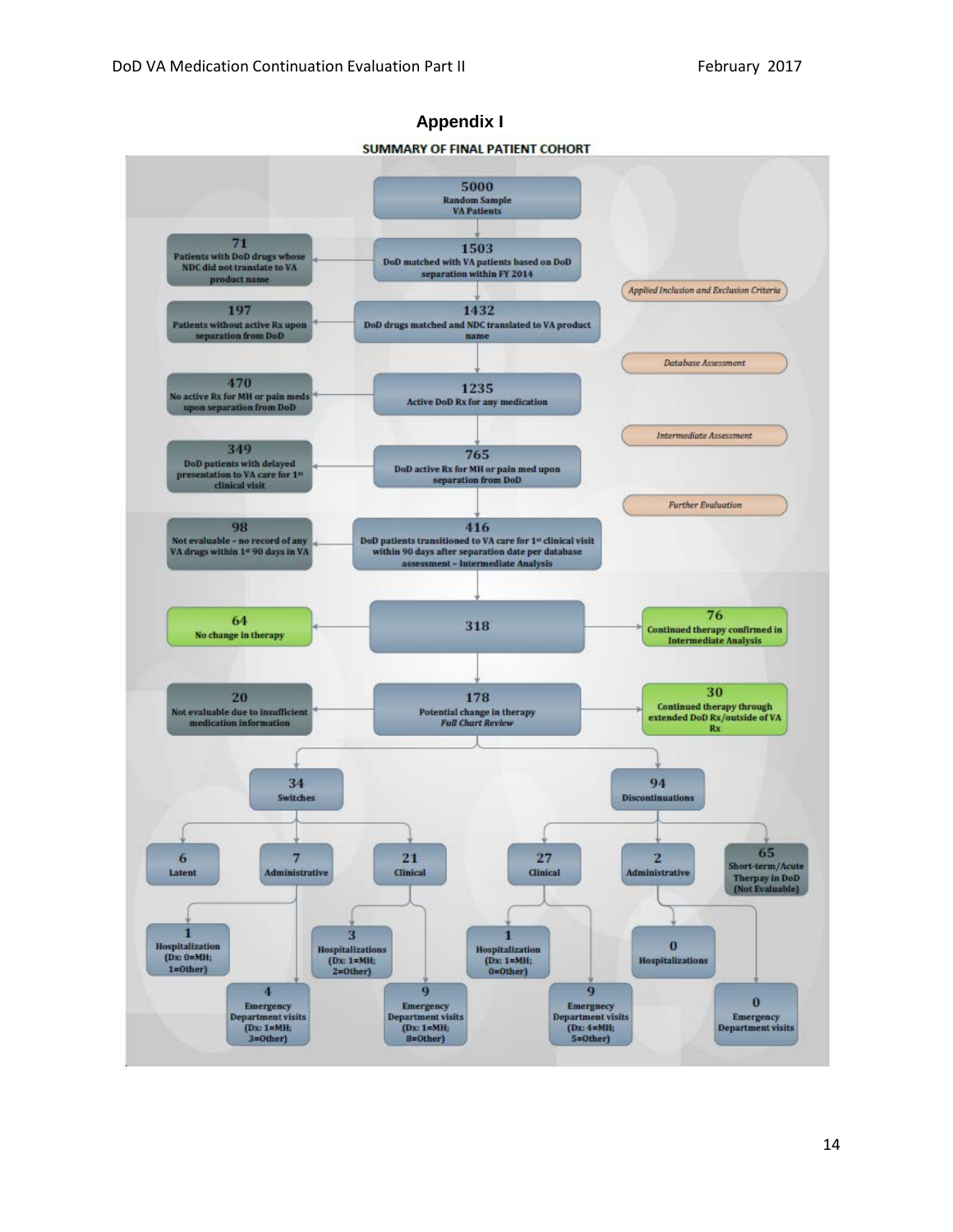# Appendix I

SUMMARY OF FINAL PATIENT COHORT

5000
Random Sample
VA Patients

71
Patients with DoD drugs whose NDC did not translate to VA product name

1503
DoD matched with VA patients based on DoD separation within FY 2014

*Applied Inclusion and Exclusion Criteria*

197
Patients without active Rx upon separation from DoD

1432
DoD drugs matched and NDC translated to VA product name

*Database Assessment*

470
No active Rx for MH or pain meds upon separation from DoD

1235
Active DoD Rx for any medication

*Intermediate Assessment*

349
DoD patients with delayed presentation to VA care for 1st clinical visit

765
DoD active Rx for MH or pain med upon separation from DoD

*Further Evaluation*

98
Not evaluable – no record of any VA drugs within 1st 90 days in VA

416
DoD patients transitioned to VA care for 1st clinical visit within 90 days after separation date per database assessment – Intermediate Analysis

64
No change in therapy

318

76
Continued therapy confirmed in Intermediate Analysis

20
Not evaluable due to insufficient medication information

178
Potential change in therapy
*Full Chart Review*

30
Continued therapy through extended DoD Rx/outside of VA Rx

34
Switches

94
Discontinuations

6
Latent

7
Administrative

21
Clinical

27
Clinical

2
Administrative

65
Short-term/Acute Therpay in DoD (Not Evaluable)

1
Hospitalization (Dx: 0=MH; 1=Other)

3
Hospitalizations (Dx: 1=MH; 2=Other)

1
Hospitalization (Dx: 1=MH; 0=Other)

0
Hospitalizations

4
Emergency Department visits (Dx: 1=MH; 3=Other)

9
Emergency Department visits (Dx: 1=MH; 8=Other)

9
Emergnecy Department visits (Dx: 4=MH; 5=Other)

0
Emergency Department visits